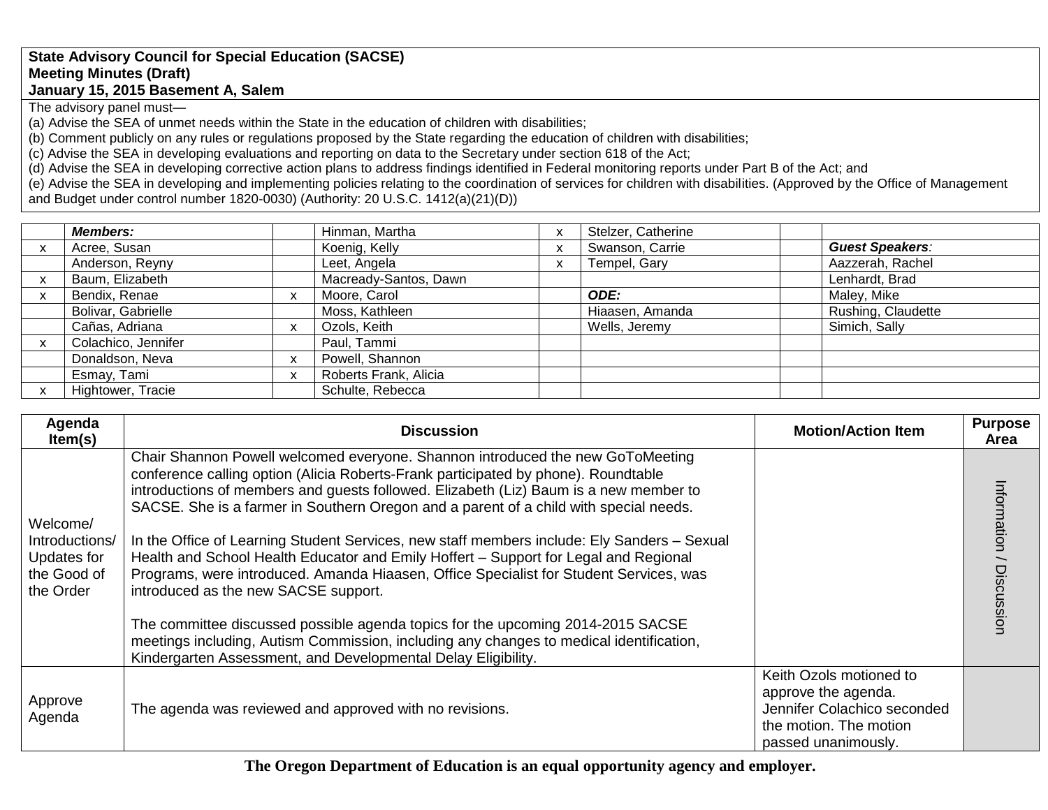**State Advisory Council for Special Education (SACSE)**
**Meeting Minutes (Draft)**
**January 15, 2015 Basement A, Salem**

The advisory panel must—

(a) Advise the SEA of unmet needs within the State in the education of children with disabilities;

(b) Comment publicly on any rules or regulations proposed by the State regarding the education of children with disabilities;

(c) Advise the SEA in developing evaluations and reporting on data to the Secretary under section 618 of the Act;

(d) Advise the SEA in developing corrective action plans to address findings identified in Federal monitoring reports under Part B of the Act; and

(e) Advise the SEA in developing and implementing policies relating to the coordination of services for children with disabilities. (Approved by the Office of Management and Budget under control number 1820-0030) (Authority: 20 U.S.C. 1412(a)(21)(D))

| | ***Members:*** | | Hinman, Martha | x | Stelzer, Catherine | | |
|---|---|---|---|---|---|---|---|
| x | Acree, Susan | | Koenig, Kelly | x | Swanson, Carrie | | ***Guest Speakers:*** |
| | Anderson, Reyny | | Leet, Angela | x | Tempel, Gary | | Aazzerah, Rachel |
| x | Baum, Elizabeth | | Macready-Santos, Dawn | | | | Lenhardt, Brad |
| x | Bendix, Renae | x | Moore, Carol | | ***ODE:*** | | Maley, Mike |
| | Bolivar, Gabrielle | | Moss, Kathleen | | Hiaasen, Amanda | | Rushing, Claudette |
| | Cañas, Adriana | x | Ozols, Keith | | Wells, Jeremy | | Simich, Sally |
| x | Colachico, Jennifer | | Paul, Tammi | | | | |
| | Donaldson, Neva | x | Powell, Shannon | | | | |
| | Esmay, Tami | x | Roberts Frank, Alicia | | | | |
| x | Hightower, Tracie | | Schulte, Rebecca | | | | |

| Agenda Item(s) | Discussion | Motion/Action Item | Purpose Area |
|---|---|---|---|
| Welcome/ Introductions/ Updates for the Good of the Order | Chair Shannon Powell welcomed everyone. Shannon introduced the new GoToMeeting conference calling option (Alicia Roberts-Frank participated by phone). Roundtable introductions of members and guests followed. Elizabeth (Liz) Baum is a new member to SACSE. She is a farmer in Southern Oregon and a parent of a child with special needs.<br><br>In the Office of Learning Student Services, new staff members include: Ely Sanders – Sexual Health and School Health Educator and Emily Hoffert – Support for Legal and Regional Programs, were introduced. Amanda Hiaasen, Office Specialist for Student Services, was introduced as the new SACSE support.<br><br>The committee discussed possible agenda topics for the upcoming 2014-2015 SACSE meetings including, Autism Commission, including any changes to medical identification, Kindergarten Assessment, and Developmental Delay Eligibility. | | Information / Discussion |
| Approve Agenda | The agenda was reviewed and approved with no revisions. | Keith Ozols motioned to approve the agenda. Jennifer Colachico seconded the motion. The motion passed unanimously. | |

**The Oregon Department of Education is an equal opportunity agency and employer.**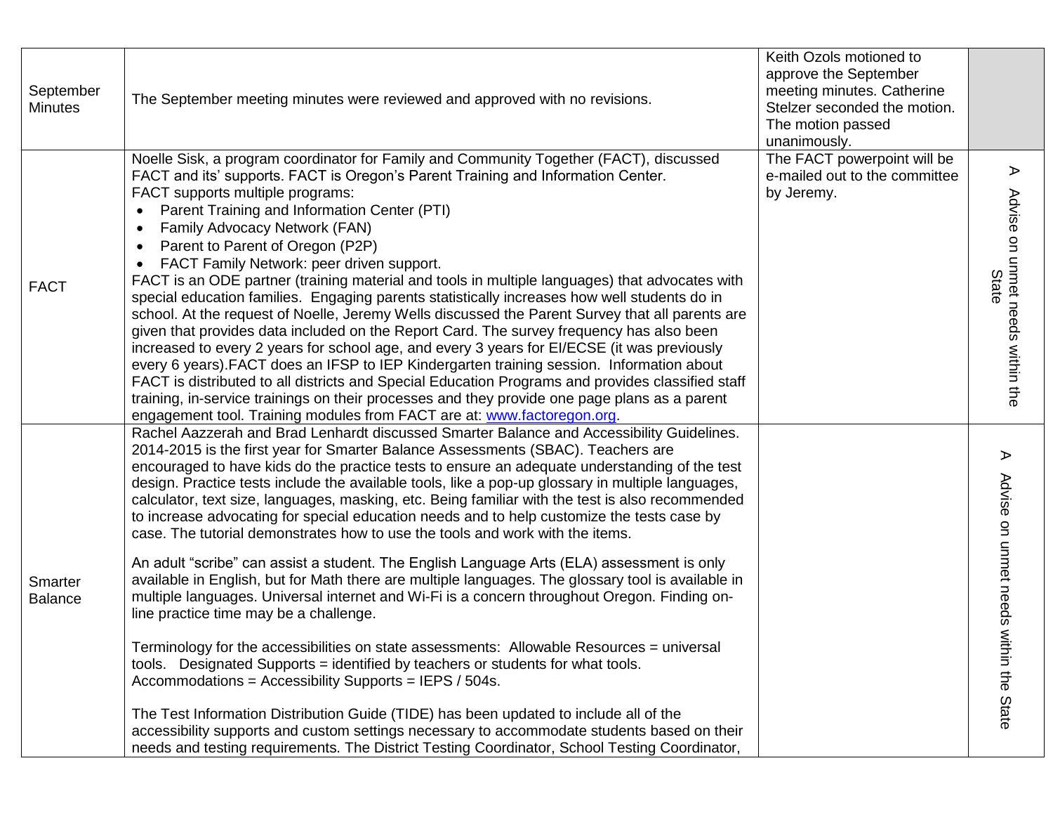| | | | |
|---|---|---|---|
| September Minutes | The September meeting minutes were reviewed and approved with no revisions. | Keith Ozols motioned to approve the September meeting minutes. Catherine Stelzer seconded the motion. The motion passed unanimously. | |
| FACT | Noelle Sisk, a program coordinator for Family and Community Together (FACT), discussed FACT and its' supports. FACT is Oregon's Parent Training and Information Center.<br>FACT supports multiple programs:<br>• Parent Training and Information Center (PTI)<br>• Family Advocacy Network (FAN)<br>• Parent to Parent of Oregon (P2P)<br>• FACT Family Network: peer driven support.<br>FACT is an ODE partner (training material and tools in multiple languages) that advocates with special education families. Engaging parents statistically increases how well students do in school. At the request of Noelle, Jeremy Wells discussed the Parent Survey that all parents are given that provides data included on the Report Card. The survey frequency has also been increased to every 2 years for school age, and every 3 years for EI/ECSE (it was previously every 6 years).FACT does an IFSP to IEP Kindergarten training session. Information about FACT is distributed to all districts and Special Education Programs and provides classified staff training, in-service trainings on their processes and they provide one page plans as a parent engagement tool. Training modules from FACT are at: www.factoregon.org. | The FACT powerpoint will be e-mailed out to the committee by Jeremy. | A Advise on unmet needs within the State |
| Smarter Balance | Rachel Aazzerah and Brad Lenhardt discussed Smarter Balance and Accessibility Guidelines. 2014-2015 is the first year for Smarter Balance Assessments (SBAC). Teachers are encouraged to have kids do the practice tests to ensure an adequate understanding of the test design. Practice tests include the available tools, like a pop-up glossary in multiple languages, calculator, text size, languages, masking, etc. Being familiar with the test is also recommended to increase advocating for special education needs and to help customize the tests case by case. The tutorial demonstrates how to use the tools and work with the items.<br><br>An adult "scribe" can assist a student. The English Language Arts (ELA) assessment is only available in English, but for Math there are multiple languages. The glossary tool is available in multiple languages. Universal internet and Wi-Fi is a concern throughout Oregon. Finding on-line practice time may be a challenge.<br><br>Terminology for the accessibilities on state assessments: Allowable Resources = universal tools. Designated Supports = identified by teachers or students for what tools. Accommodations = Accessibility Supports = IEPS / 504s.<br><br>The Test Information Distribution Guide (TIDE) has been updated to include all of the accessibility supports and custom settings necessary to accommodate students based on their needs and testing requirements. The District Testing Coordinator, School Testing Coordinator, | | A Advise on unmet needs within the State |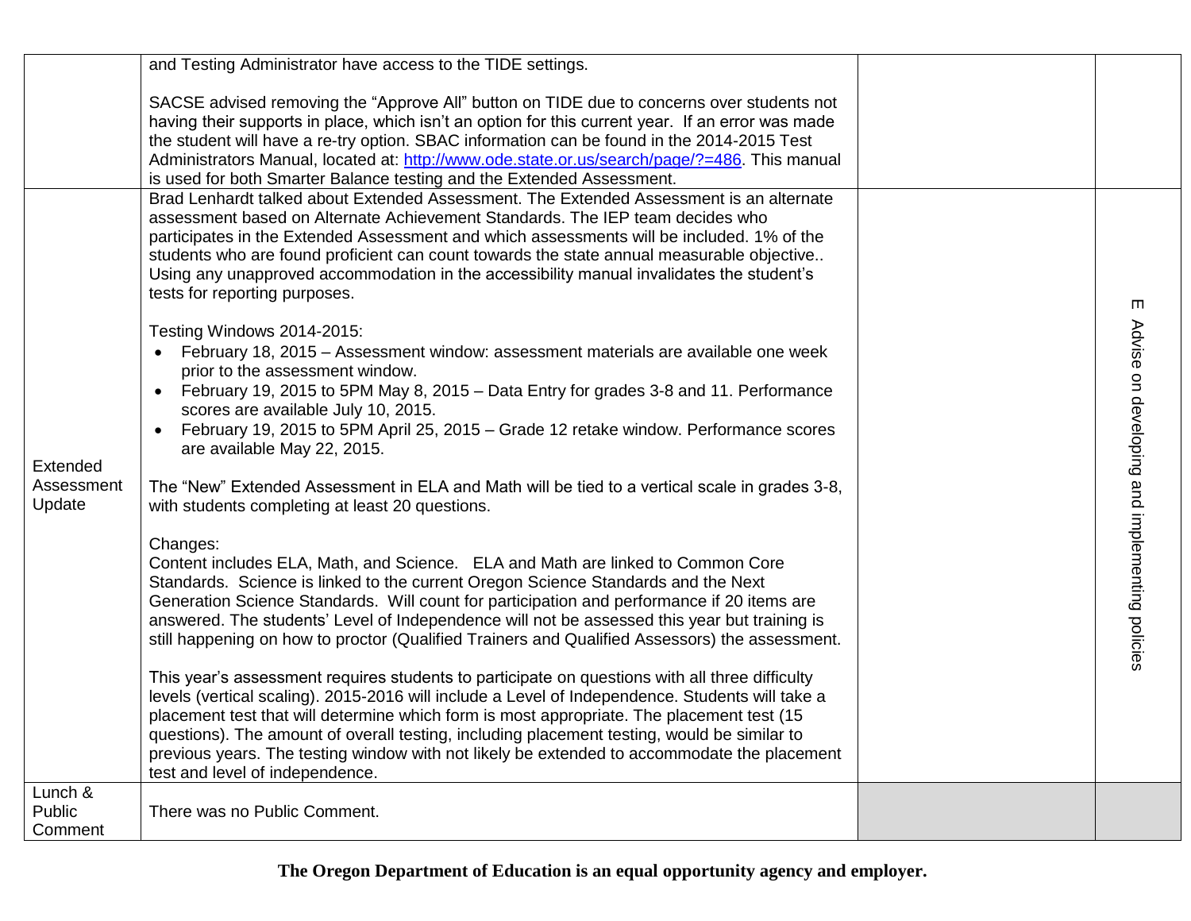| | | | |
|---|---|---|---|
| | and Testing Administrator have access to the TIDE settings.<br><br>SACSE advised removing the "Approve All" button on TIDE due to concerns over students not having their supports in place, which isn't an option for this current year. If an error was made the student will have a re-try option. SBAC information can be found in the 2014-2015 Test Administrators Manual, located at: http://www.ode.state.or.us/search/page/?=486. This manual is used for both Smarter Balance testing and the Extended Assessment. | | |
| Extended Assessment Update | Brad Lenhardt talked about Extended Assessment. The Extended Assessment is an alternate assessment based on Alternate Achievement Standards. The IEP team decides who participates in the Extended Assessment and which assessments will be included. 1% of the students who are found proficient can count towards the state annual measurable objective.. Using any unapproved accommodation in the accessibility manual invalidates the student's tests for reporting purposes.<br><br>Testing Windows 2014-2015:<br>• February 18, 2015 – Assessment window: assessment materials are available one week prior to the assessment window.<br>• February 19, 2015 to 5PM May 8, 2015 – Data Entry for grades 3-8 and 11. Performance scores are available July 10, 2015.<br>• February 19, 2015 to 5PM April 25, 2015 – Grade 12 retake window. Performance scores are available May 22, 2015.<br><br>The "New" Extended Assessment in ELA and Math will be tied to a vertical scale in grades 3-8, with students completing at least 20 questions.<br><br>Changes:<br>Content includes ELA, Math, and Science. ELA and Math are linked to Common Core Standards. Science is linked to the current Oregon Science Standards and the Next Generation Science Standards. Will count for participation and performance if 20 items are answered. The students' Level of Independence will not be assessed this year but training is still happening on how to proctor (Qualified Trainers and Qualified Assessors) the assessment.<br><br>This year's assessment requires students to participate on questions with all three difficulty levels (vertical scaling). 2015-2016 will include a Level of Independence. Students will take a placement test that will determine which form is most appropriate. The placement test (15 questions). The amount of overall testing, including placement testing, would be similar to previous years. The testing window with not likely be extended to accommodate the placement test and level of independence. | | E. Advise on developing and implementing policies |
| Lunch & Public Comment | There was no Public Comment. | | |

**The Oregon Department of Education is an equal opportunity agency and employer.**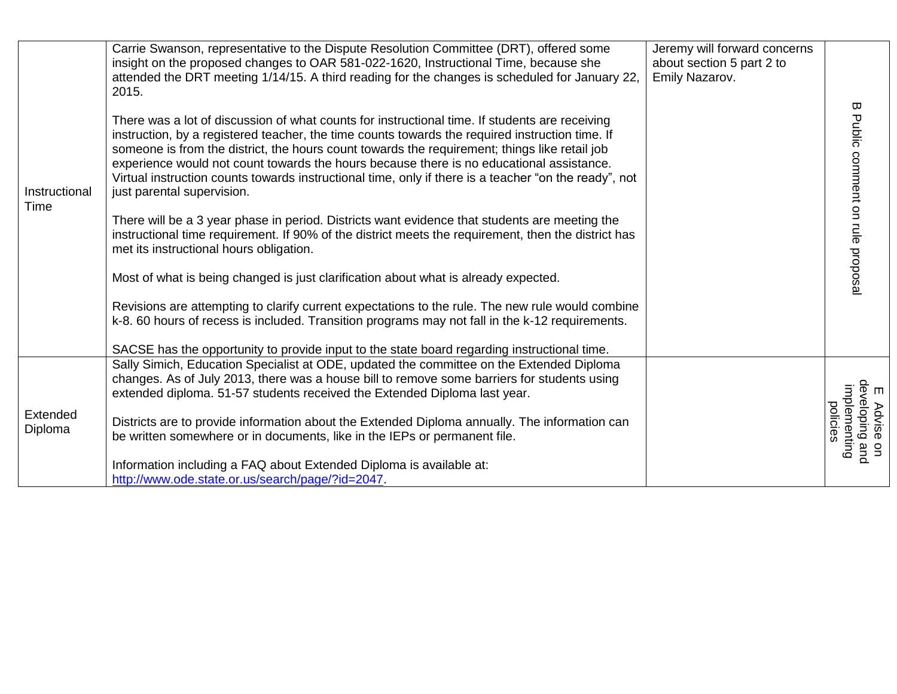| | | | |
|---|---|---|---|
| Instructional Time | Carrie Swanson, representative to the Dispute Resolution Committee (DRT), offered some insight on the proposed changes to OAR 581-022-1620, Instructional Time, because she attended the DRT meeting 1/14/15. A third reading for the changes is scheduled for January 22, 2015.<br><br>There was a lot of discussion of what counts for instructional time. If students are receiving instruction, by a registered teacher, the time counts towards the required instruction time. If someone is from the district, the hours count towards the requirement; things like retail job experience would not count towards the hours because there is no educational assistance. Virtual instruction counts towards instructional time, only if there is a teacher "on the ready", not just parental supervision.<br><br>There will be a 3 year phase in period. Districts want evidence that students are meeting the instructional time requirement. If 90% of the district meets the requirement, then the district has met its instructional hours obligation.<br><br>Most of what is being changed is just clarification about what is already expected.<br><br>Revisions are attempting to clarify current expectations to the rule. The new rule would combine k-8. 60 hours of recess is included. Transition programs may not fall in the k-12 requirements.<br><br>SACSE has the opportunity to provide input to the state board regarding instructional time. | Jeremy will forward concerns about section 5 part 2 to Emily Nazarov. | B Public comment on rule proposal |
| Extended Diploma | Sally Simich, Education Specialist at ODE, updated the committee on the Extended Diploma changes. As of July 2013, there was a house bill to remove some barriers for students using extended diploma. 51-57 students received the Extended Diploma last year.<br><br>Districts are to provide information about the Extended Diploma annually. The information can be written somewhere or in documents, like in the IEPs or permanent file.<br><br>Information including a FAQ about Extended Diploma is available at: http://www.ode.state.or.us/search/page/?id=2047. | | E Advise on developing and implementing policies |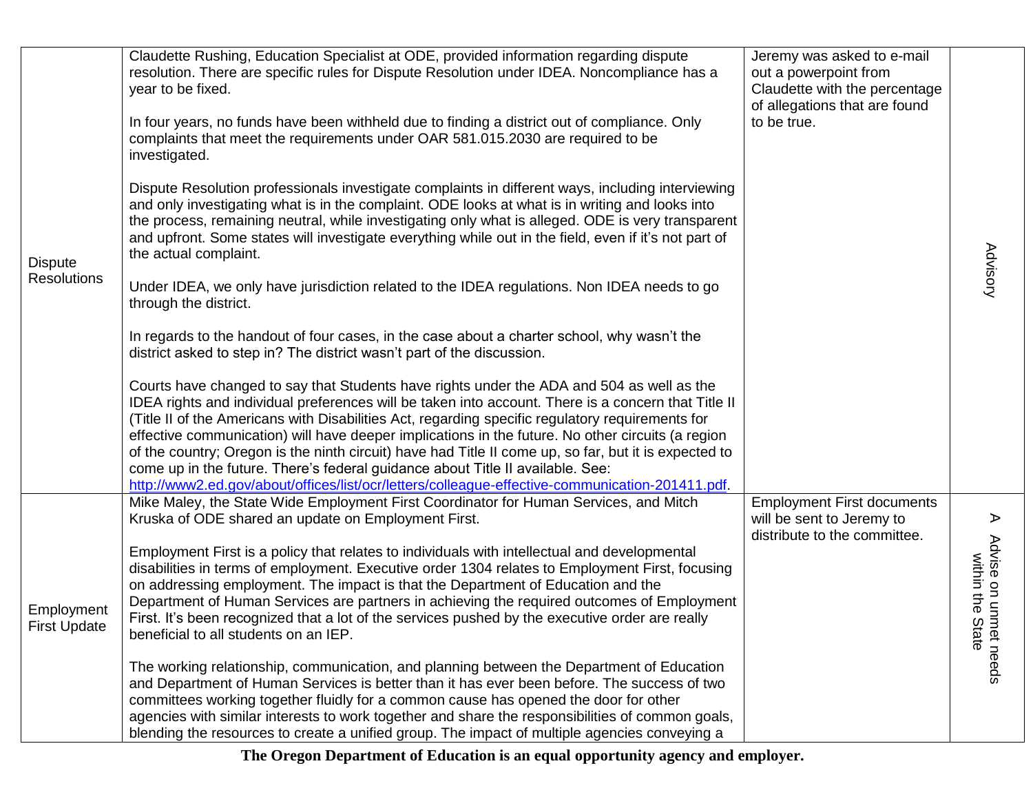| | | | |
|---|---|---|---|
| Dispute Resolutions | Claudette Rushing, Education Specialist at ODE, provided information regarding dispute resolution. There are specific rules for Dispute Resolution under IDEA. Noncompliance has a year to be fixed.<br><br>In four years, no funds have been withheld due to finding a district out of compliance. Only complaints that meet the requirements under OAR 581.015.2030 are required to be investigated.<br><br>Dispute Resolution professionals investigate complaints in different ways, including interviewing and only investigating what is in the complaint. ODE looks at what is in writing and looks into the process, remaining neutral, while investigating only what is alleged. ODE is very transparent and upfront. Some states will investigate everything while out in the field, even if it's not part of the actual complaint.<br><br>Under IDEA, we only have jurisdiction related to the IDEA regulations. Non IDEA needs to go through the district.<br><br>In regards to the handout of four cases, in the case about a charter school, why wasn't the district asked to step in? The district wasn't part of the discussion.<br><br>Courts have changed to say that Students have rights under the ADA and 504 as well as the IDEA rights and individual preferences will be taken into account. There is a concern that Title II (Title II of the Americans with Disabilities Act, regarding specific regulatory requirements for effective communication) will have deeper implications in the future. No other circuits (a region of the country; Oregon is the ninth circuit) have had Title II come up, so far, but it is expected to come up in the future. There's federal guidance about Title II available. See: http://www2.ed.gov/about/offices/list/ocr/letters/colleague-effective-communication-201411.pdf. | Jeremy was asked to e-mail out a powerpoint from Claudette with the percentage of allegations that are found to be true. | Advisory |
| Employment First Update | Mike Maley, the State Wide Employment First Coordinator for Human Services, and Mitch Kruska of ODE shared an update on Employment First.<br><br>Employment First is a policy that relates to individuals with intellectual and developmental disabilities in terms of employment. Executive order 1304 relates to Employment First, focusing on addressing employment. The impact is that the Department of Education and the Department of Human Services are partners in achieving the required outcomes of Employment First. It's been recognized that a lot of the services pushed by the executive order are really beneficial to all students on an IEP.<br><br>The working relationship, communication, and planning between the Department of Education and Department of Human Services is better than it has ever been before. The success of two committees working together fluidly for a common cause has opened the door for other agencies with similar interests to work together and share the responsibilities of common goals, blending the resources to create a unified group. The impact of multiple agencies conveying a | Employment First documents will be sent to Jeremy to distribute to the committee. | A<br>Advise on unmet needs within the State |

**The Oregon Department of Education is an equal opportunity agency and employer.**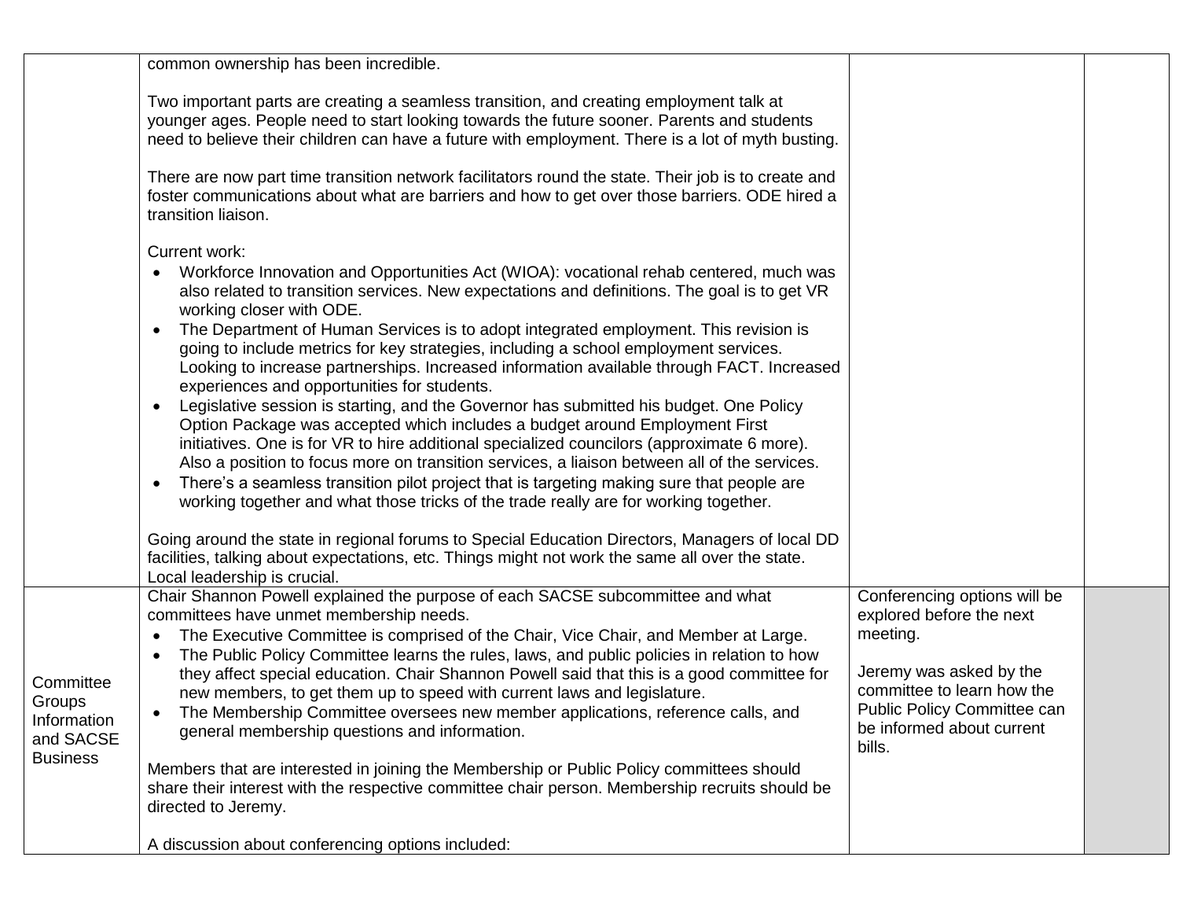| | | | |
|---|---|---|---|
| | common ownership has been incredible.<br><br>Two important parts are creating a seamless transition, and creating employment talk at younger ages. People need to start looking towards the future sooner. Parents and students need to believe their children can have a future with employment. There is a lot of myth busting.<br><br>There are now part time transition network facilitators round the state. Their job is to create and foster communications about what are barriers and how to get over those barriers. ODE hired a transition liaison.<br><br>Current work:<br>• Workforce Innovation and Opportunities Act (WIOA): vocational rehab centered, much was also related to transition services. New expectations and definitions. The goal is to get VR working closer with ODE.<br>• The Department of Human Services is to adopt integrated employment. This revision is going to include metrics for key strategies, including a school employment services. Looking to increase partnerships. Increased information available through FACT. Increased experiences and opportunities for students.<br>• Legislative session is starting, and the Governor has submitted his budget. One Policy Option Package was accepted which includes a budget around Employment First initiatives. One is for VR to hire additional specialized councilors (approximate 6 more). Also a position to focus more on transition services, a liaison between all of the services.<br>• There's a seamless transition pilot project that is targeting making sure that people are working together and what those tricks of the trade really are for working together.<br><br>Going around the state in regional forums to Special Education Directors, Managers of local DD facilities, talking about expectations, etc. Things might not work the same all over the state. Local leadership is crucial. | | |
| Committee Groups Information and SACSE Business | Chair Shannon Powell explained the purpose of each SACSE subcommittee and what committees have unmet membership needs.<br>• The Executive Committee is comprised of the Chair, Vice Chair, and Member at Large.<br>• The Public Policy Committee learns the rules, laws, and public policies in relation to how they affect special education. Chair Shannon Powell said that this is a good committee for new members, to get them up to speed with current laws and legislature.<br>• The Membership Committee oversees new member applications, reference calls, and general membership questions and information.<br><br>Members that are interested in joining the Membership or Public Policy committees should share their interest with the respective committee chair person. Membership recruits should be directed to Jeremy.<br><br>A discussion about conferencing options included: | Conferencing options will be explored before the next meeting.<br><br>Jeremy was asked by the committee to learn how the Public Policy Committee can be informed about current bills. | |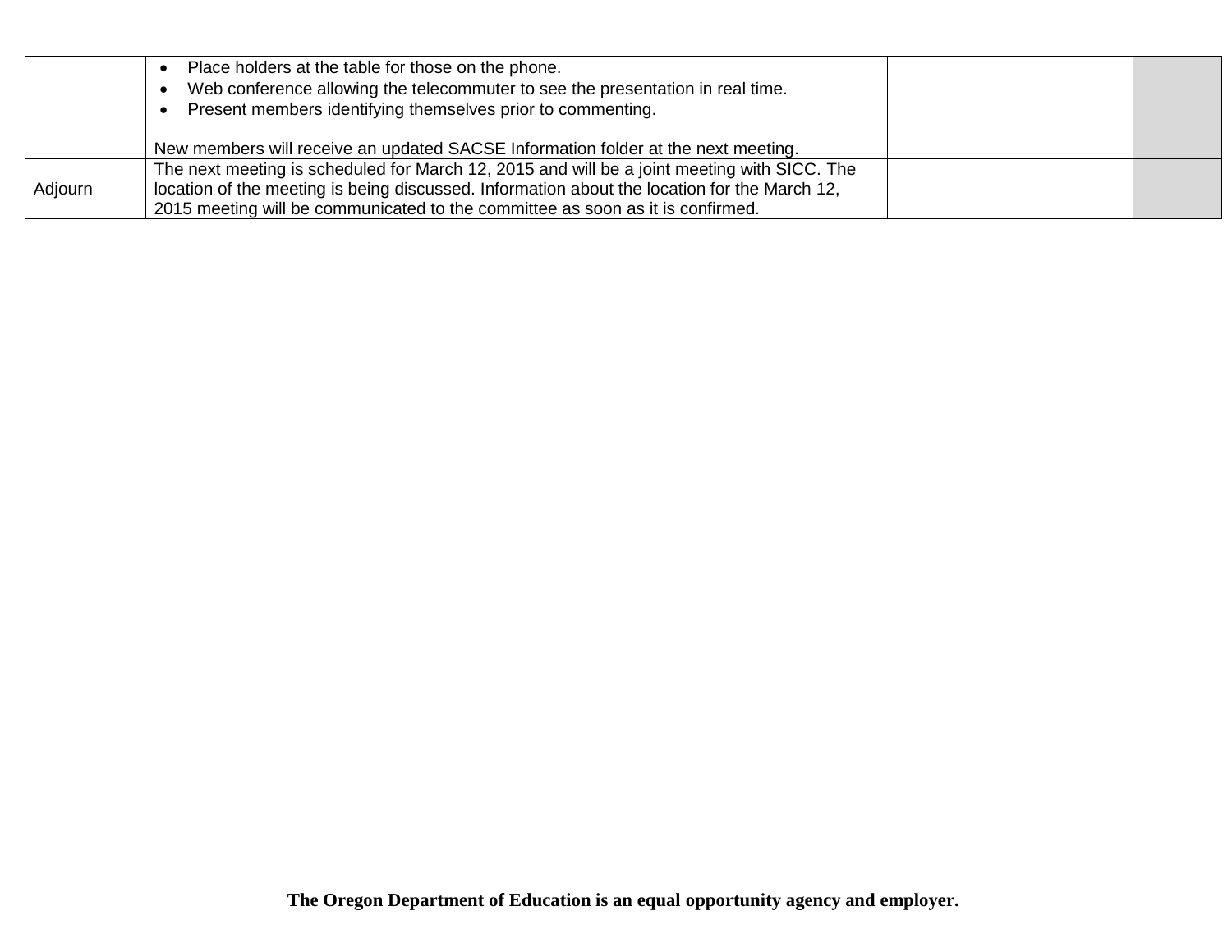| | | | |
|---|---|---|---|
| | • Place holders at the table for those on the phone.<br>• Web conference allowing the telecommuter to see the presentation in real time.<br>• Present members identifying themselves prior to commenting.<br><br>New members will receive an updated SACSE Information folder at the next meeting. | | |
| Adjourn | The next meeting is scheduled for March 12, 2015 and will be a joint meeting with SICC. The location of the meeting is being discussed. Information about the location for the March 12, 2015 meeting will be communicated to the committee as soon as it is confirmed. | | |

**The Oregon Department of Education is an equal opportunity agency and employer.**